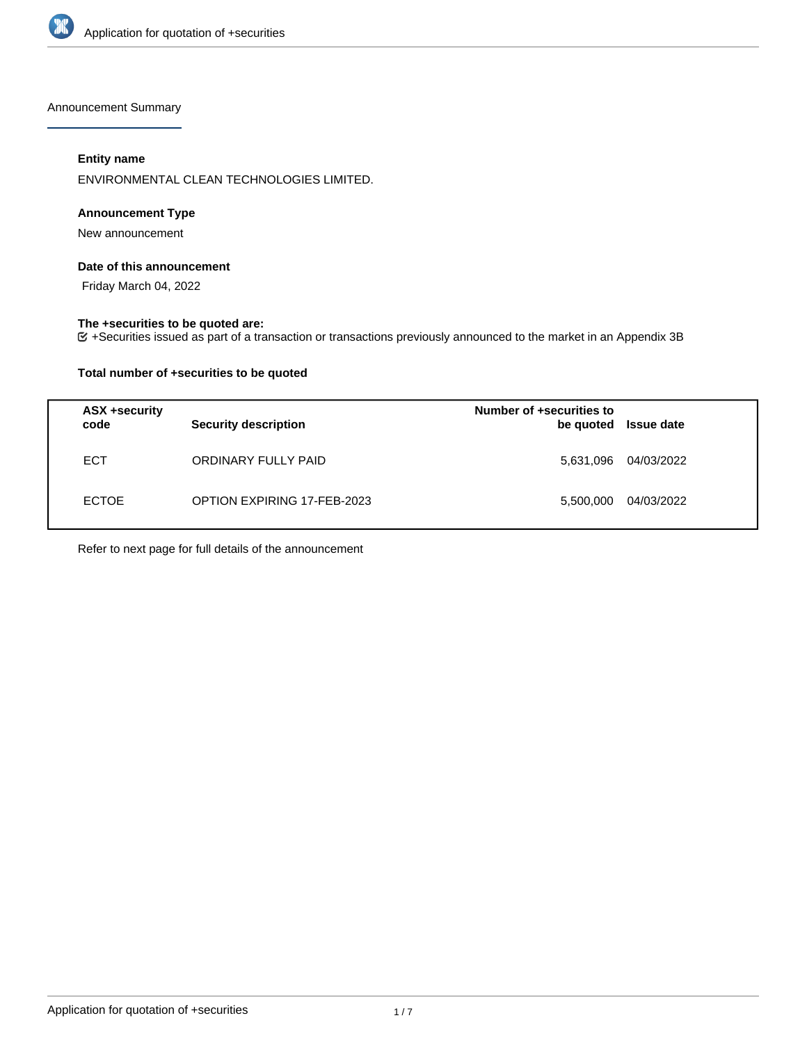Announcement Summary

**Entity name**

ENVIRONMENTAL CLEAN TECHNOLOGIES LIMITED.

**Announcement Type**

New announcement

**Date of this announcement**

Friday March 04, 2022

**The +securities to be quoted are:**

+Securities issued as part of a transaction or transactions previously announced to the market in an Appendix 3B

**Total number of +securities to be quoted**

| ASX +security code | Security description | Number of +securities to be quoted | Issue date |
|---|---|---|---|
| ECT | ORDINARY FULLY PAID | 5,631,096 | 04/03/2022 |
| ECTOE | OPTION EXPIRING 17-FEB-2023 | 5,500,000 | 04/03/2022 |

Refer to next page for full details of the announcement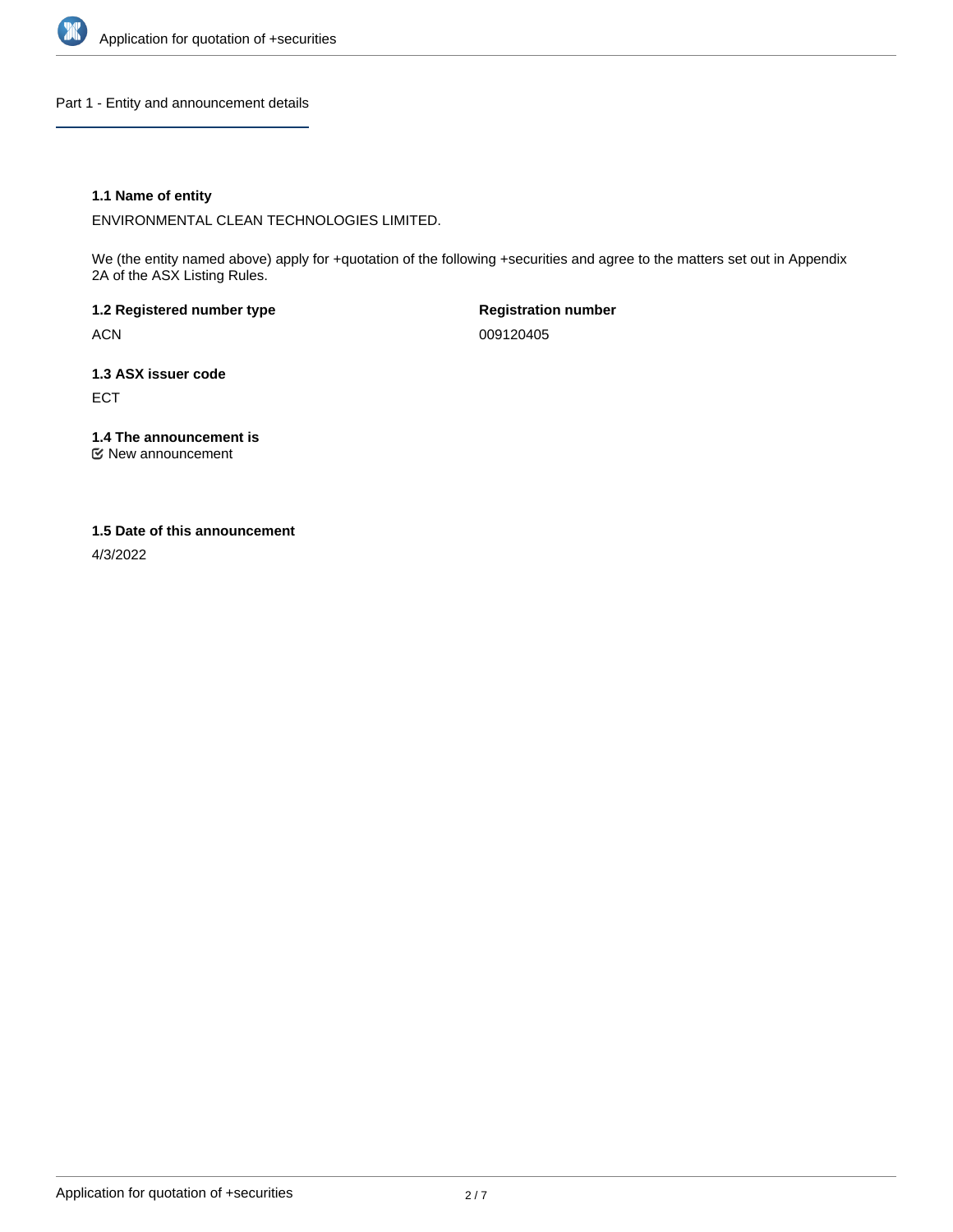## Part 1 - Entity and announcement details

### 1.1 Name of entity

ENVIRONMENTAL CLEAN TECHNOLOGIES LIMITED.

We (the entity named above) apply for +quotation of the following +securities and agree to the matters set out in Appendix 2A of the ASX Listing Rules.

**1.2 Registered number type**

ACN

**Registration number**

009120405

### 1.3 ASX issuer code

ECT

### 1.4 The announcement is

☑ New announcement

### 1.5 Date of this announcement

4/3/2022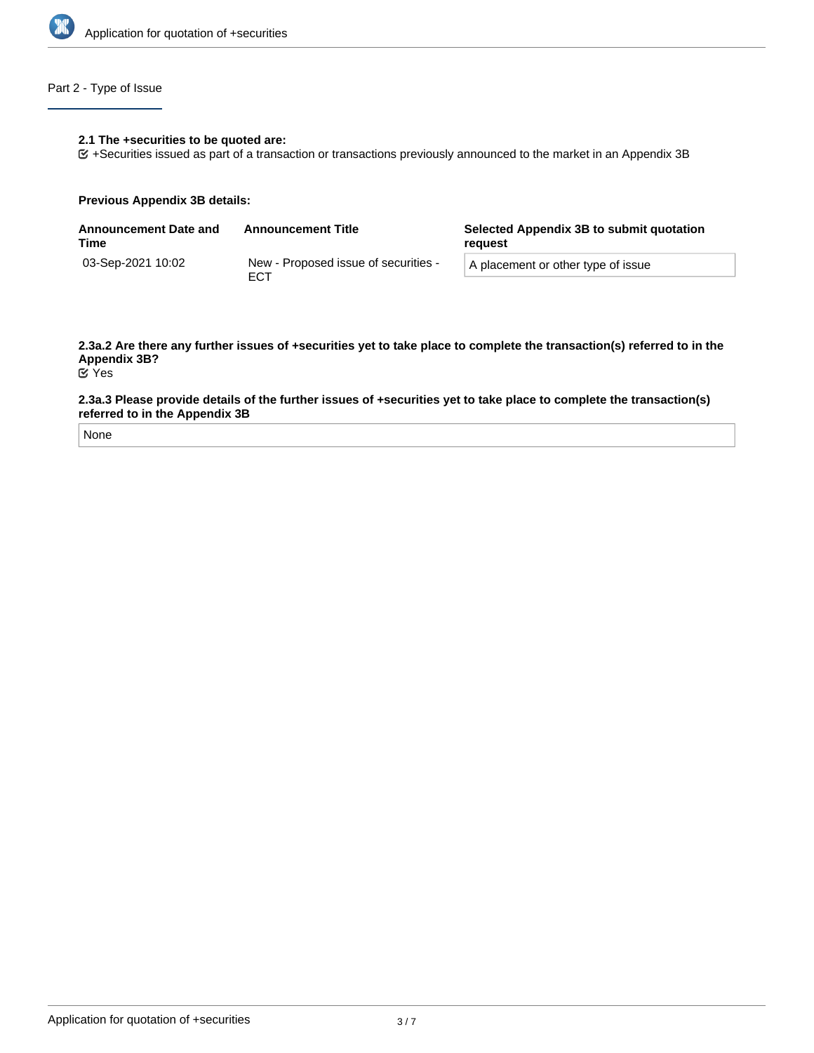## Part 2 - Type of Issue

**2.1 The +securities to be quoted are:**

☑ +Securities issued as part of a transaction or transactions previously announced to the market in an Appendix 3B

**Previous Appendix 3B details:**

| Announcement Date and Time | Announcement Title | Selected Appendix 3B to submit quotation request |
| --- | --- | --- |
| 03-Sep-2021 10:02 | New - Proposed issue of securities - ECT | A placement or other type of issue |

**2.3a.2 Are there any further issues of +securities yet to take place to complete the transaction(s) referred to in the Appendix 3B?**

☑ Yes

**2.3a.3 Please provide details of the further issues of +securities yet to take place to complete the transaction(s) referred to in the Appendix 3B**

None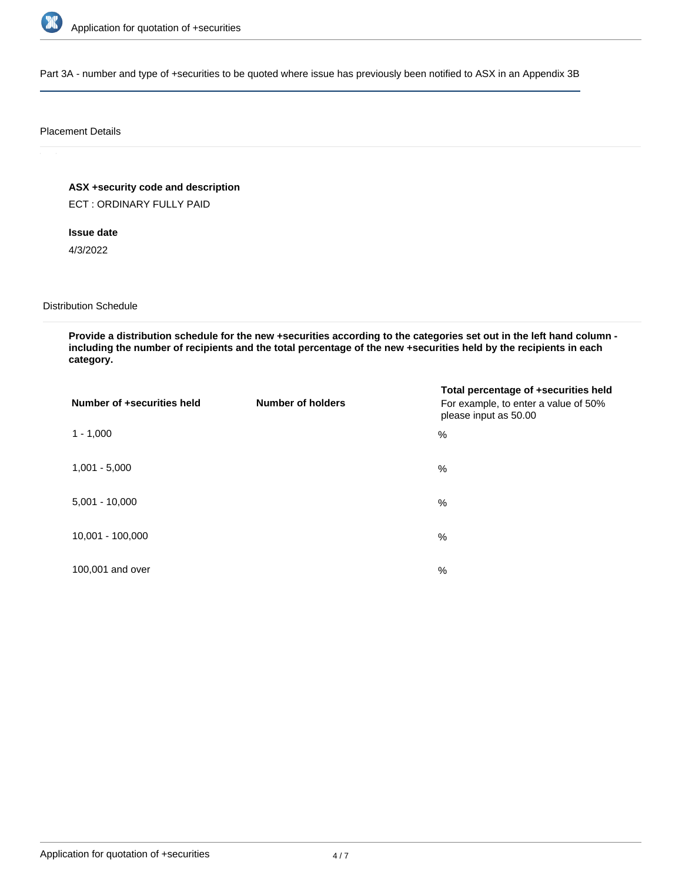## Part 3A - number and type of +securities to be quoted where issue has previously been notified to ASX in an Appendix 3B

### Placement Details

**ASX +security code and description**

ECT : ORDINARY FULLY PAID

**Issue date**

4/3/2022

### Distribution Schedule

**Provide a distribution schedule for the new +securities according to the categories set out in the left hand column - including the number of recipients and the total percentage of the new +securities held by the recipients in each category.**

| Number of +securities held | Number of holders | Total percentage of +securities held For example, to enter a value of 50% please input as 50.00 |
| --- | --- | --- |
| 1 - 1,000 | | % |
| 1,001 - 5,000 | | % |
| 5,001 - 10,000 | | % |
| 10,001 - 100,000 | | % |
| 100,001 and over | | % |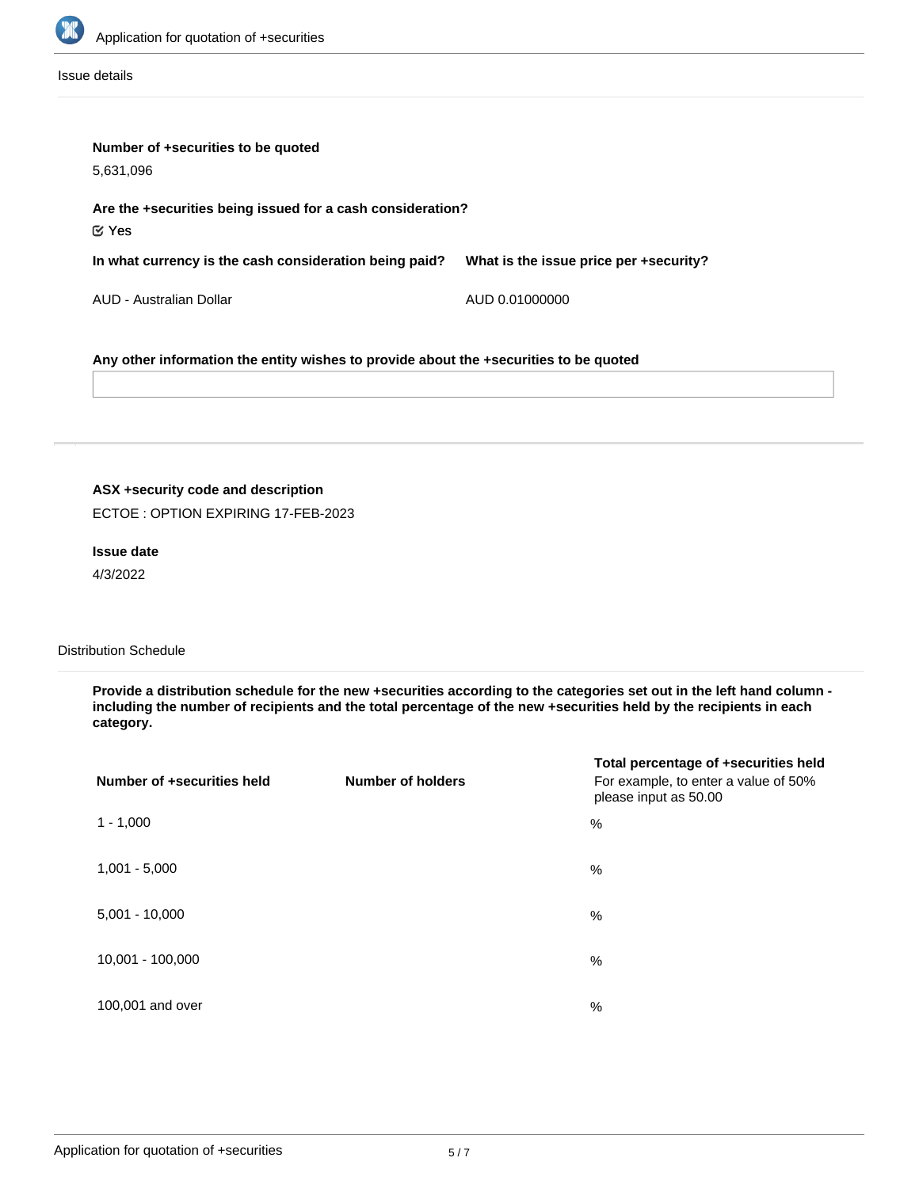Issue details

**Number of +securities to be quoted**

5,631,096

**Are the +securities being issued for a cash consideration?**

☑ Yes

| In what currency is the cash consideration being paid? | What is the issue price per +security? |
|---|---|
| AUD - Australian Dollar | AUD 0.01000000 |

**Any other information the entity wishes to provide about the +securities to be quoted**

---

**ASX +security code and description**

ECTOE : OPTION EXPIRING 17-FEB-2023

**Issue date**

4/3/2022

Distribution Schedule

**Provide a distribution schedule for the new +securities according to the categories set out in the left hand column - including the number of recipients and the total percentage of the new +securities held by the recipients in each category.**

| Number of +securities held | Number of holders | Total percentage of +securities held For example, to enter a value of 50% please input as 50.00 |
|---|---|---|
| 1 - 1,000 | | % |
| 1,001 - 5,000 | | % |
| 5,001 - 10,000 | | % |
| 10,001 - 100,000 | | % |
| 100,001 and over | | % |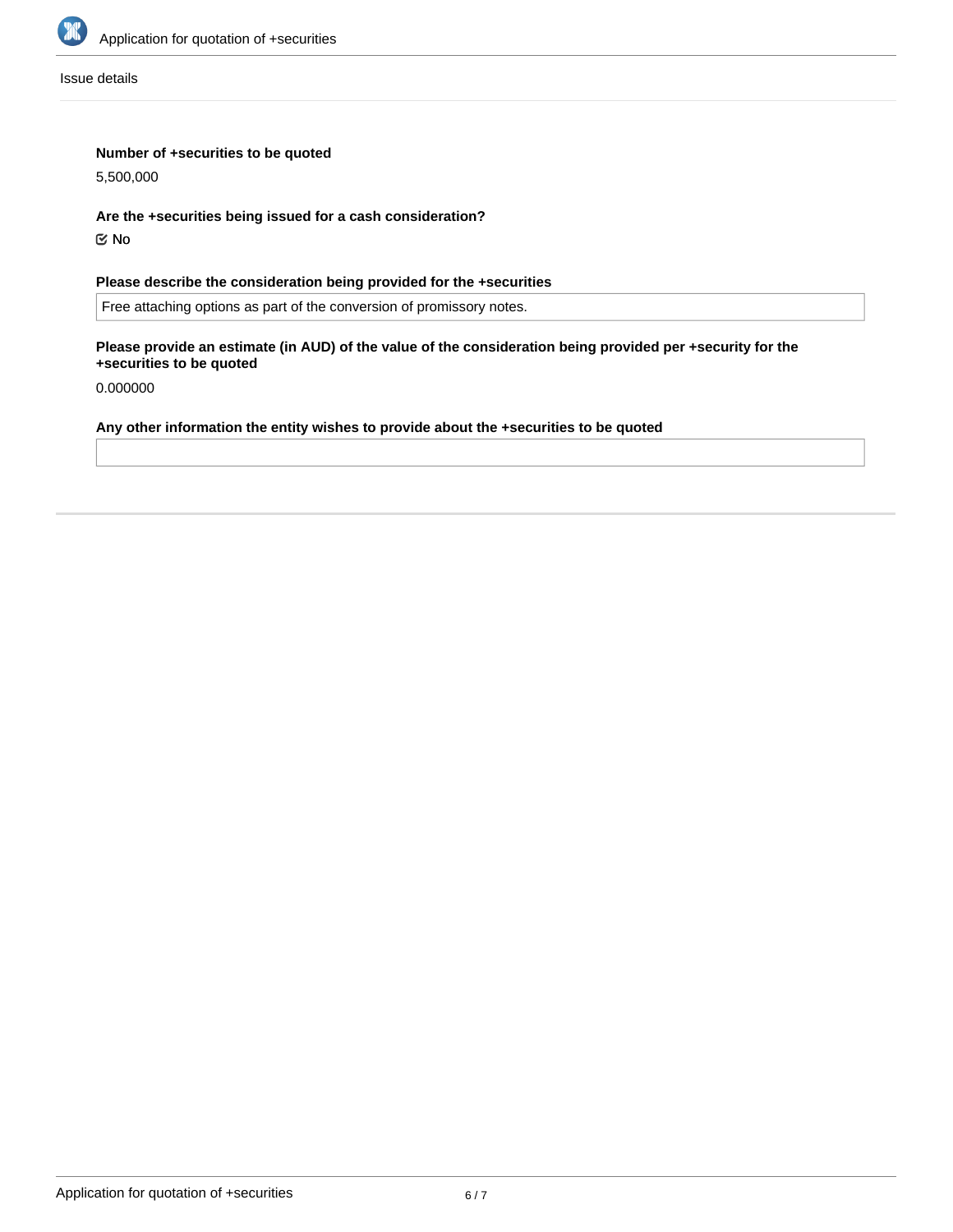Issue details

**Number of +securities to be quoted**

5,500,000

**Are the +securities being issued for a cash consideration?**

☑ No

**Please describe the consideration being provided for the +securities**

Free attaching options as part of the conversion of promissory notes.

**Please provide an estimate (in AUD) of the value of the consideration being provided per +security for the +securities to be quoted**

0.000000

**Any other information the entity wishes to provide about the +securities to be quoted**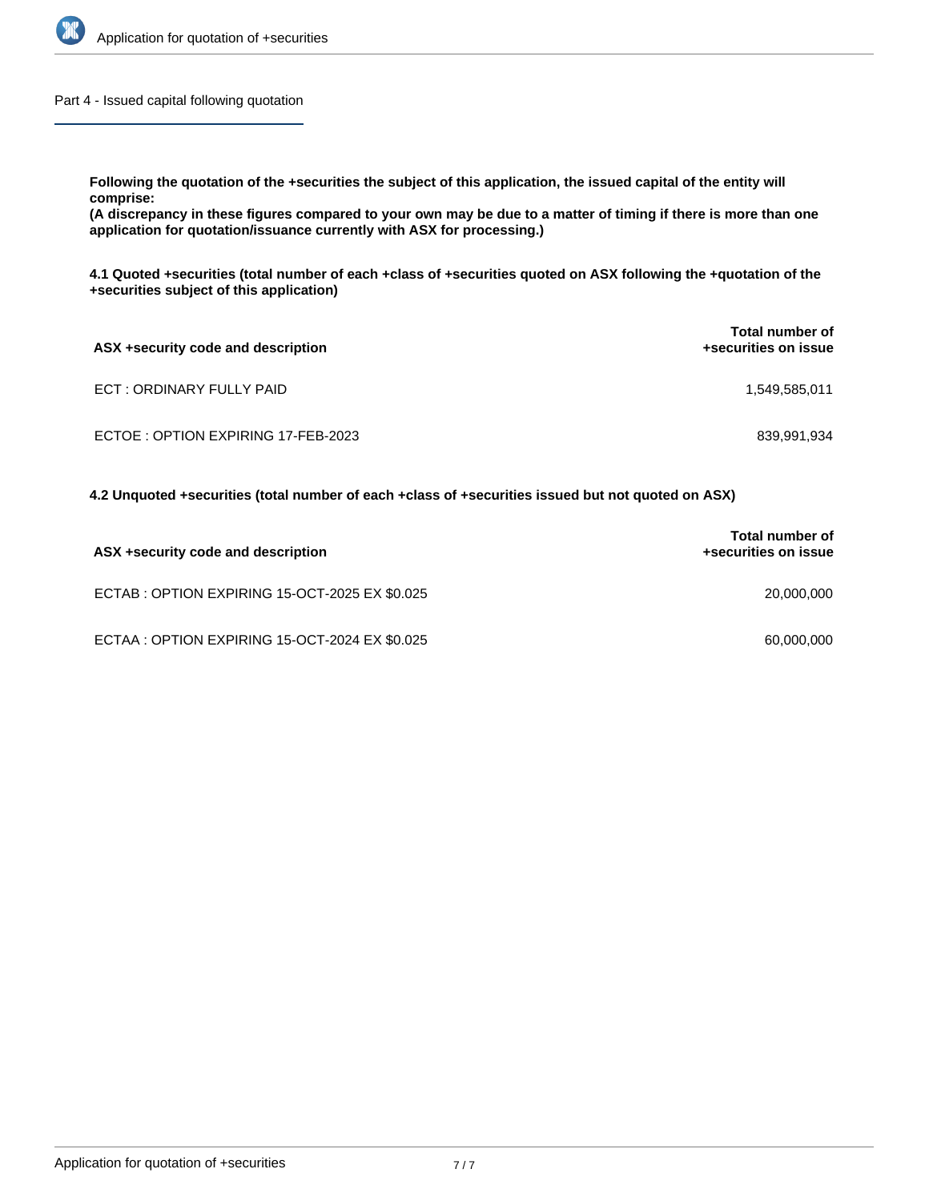## Part 4 - Issued capital following quotation

**Following the quotation of the +securities the subject of this application, the issued capital of the entity will comprise:**
**(A discrepancy in these figures compared to your own may be due to a matter of timing if there is more than one application for quotation/issuance currently with ASX for processing.)**

**4.1 Quoted +securities (total number of each +class of +securities quoted on ASX following the +quotation of the +securities subject of this application)**

| ASX +security code and description | Total number of +securities on issue |
| --- | --- |
| ECT : ORDINARY FULLY PAID | 1,549,585,011 |
| ECTOE : OPTION EXPIRING 17-FEB-2023 | 839,991,934 |

**4.2 Unquoted +securities (total number of each +class of +securities issued but not quoted on ASX)**

| ASX +security code and description | Total number of +securities on issue |
| --- | --- |
| ECTAB : OPTION EXPIRING 15-OCT-2025 EX $0.025 | 20,000,000 |
| ECTAA : OPTION EXPIRING 15-OCT-2024 EX $0.025 | 60,000,000 |